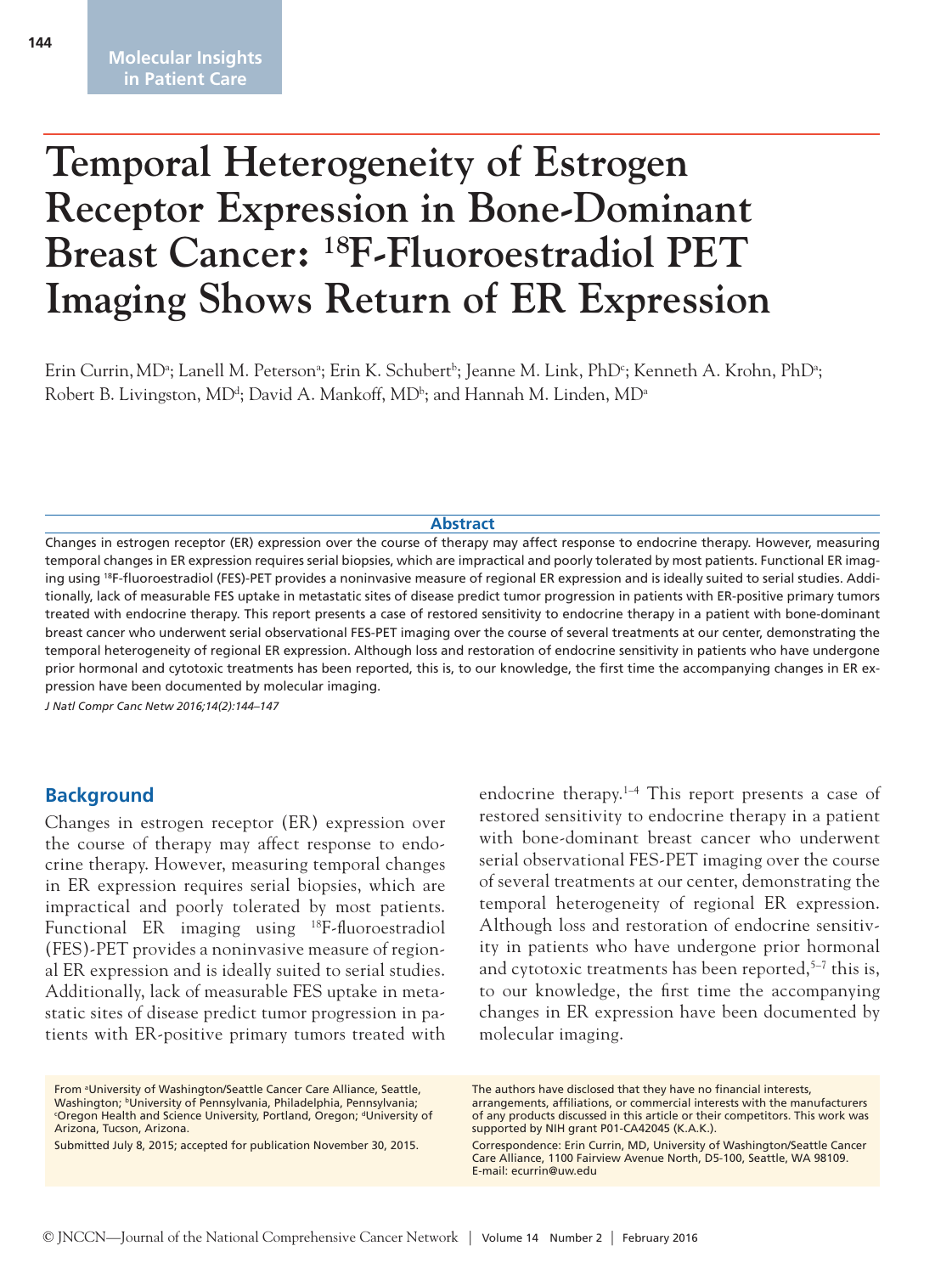Molecular Insights in Patient Care

# Temporal Heterogeneity of Estrogen Receptor Expression in Bone-Dominant Breast Cancer: $^{18}$F-Fluoroestradiol PET Imaging Shows Return of ER Expression

Erin Currin, MD[a]; Lanell M. Peterson[a]; Erin K. Schubert[b]; Jeanne M. Link, PhD[c]; Kenneth A. Krohn, PhD[a]; Robert B. Livingston, MD[d]; David A. Mankoff, MD[b]; and Hannah M. Linden, MD[a]

## Abstract

Changes in estrogen receptor (ER) expression over the course of therapy may affect response to endocrine therapy. However, measuring temporal changes in ER expression requires serial biopsies, which are impractical and poorly tolerated by most patients. Functional ER imaging using $^{18}$F-fluoroestradiol (FES)-PET provides a noninvasive measure of regional ER expression and is ideally suited to serial studies. Additionally, lack of measurable FES uptake in metastatic sites of disease predict tumor progression in patients with ER-positive primary tumors treated with endocrine therapy. This report presents a case of restored sensitivity to endocrine therapy in a patient with bone-dominant breast cancer who underwent serial observational FES-PET imaging over the course of several treatments at our center, demonstrating the temporal heterogeneity of regional ER expression. Although loss and restoration of endocrine sensitivity in patients who have undergone prior hormonal and cytotoxic treatments has been reported, this is, to our knowledge, the first time the accompanying changes in ER expression have been documented by molecular imaging.

*J Natl Compr Canc Netw 2016;14(2):144–147*

## Background

Changes in estrogen receptor (ER) expression over the course of therapy may affect response to endocrine therapy. However, measuring temporal changes in ER expression requires serial biopsies, which are impractical and poorly tolerated by most patients. Functional ER imaging using $^{18}$F-fluoroestradiol (FES)-PET provides a noninvasive measure of regional ER expression and is ideally suited to serial studies. Additionally, lack of measurable FES uptake in metastatic sites of disease predict tumor progression in patients with ER-positive primary tumors treated with endocrine therapy.[1–4] This report presents a case of restored sensitivity to endocrine therapy in a patient with bone-dominant breast cancer who underwent serial observational FES-PET imaging over the course of several treatments at our center, demonstrating the temporal heterogeneity of regional ER expression. Although loss and restoration of endocrine sensitivity in patients who have undergone prior hormonal and cytotoxic treatments has been reported,[5–7] this is, to our knowledge, the first time the accompanying changes in ER expression have been documented by molecular imaging.

From [a]University of Washington/Seattle Cancer Care Alliance, Seattle, Washington; [b]University of Pennsylvania, Philadelphia, Pennsylvania; [c]Oregon Health and Science University, Portland, Oregon; [d]University of Arizona, Tucson, Arizona.

Submitted July 8, 2015; accepted for publication November 30, 2015.

The authors have disclosed that they have no financial interests, arrangements, affiliations, or commercial interests with the manufacturers of any products discussed in this article or their competitors. This work was supported by NIH grant P01-CA42045 (K.A.K.).

Correspondence: Erin Currin, MD, University of Washington/Seattle Cancer Care Alliance, 1100 Fairview Avenue North, D5-100, Seattle, WA 98109. E-mail: ecurrin@uw.edu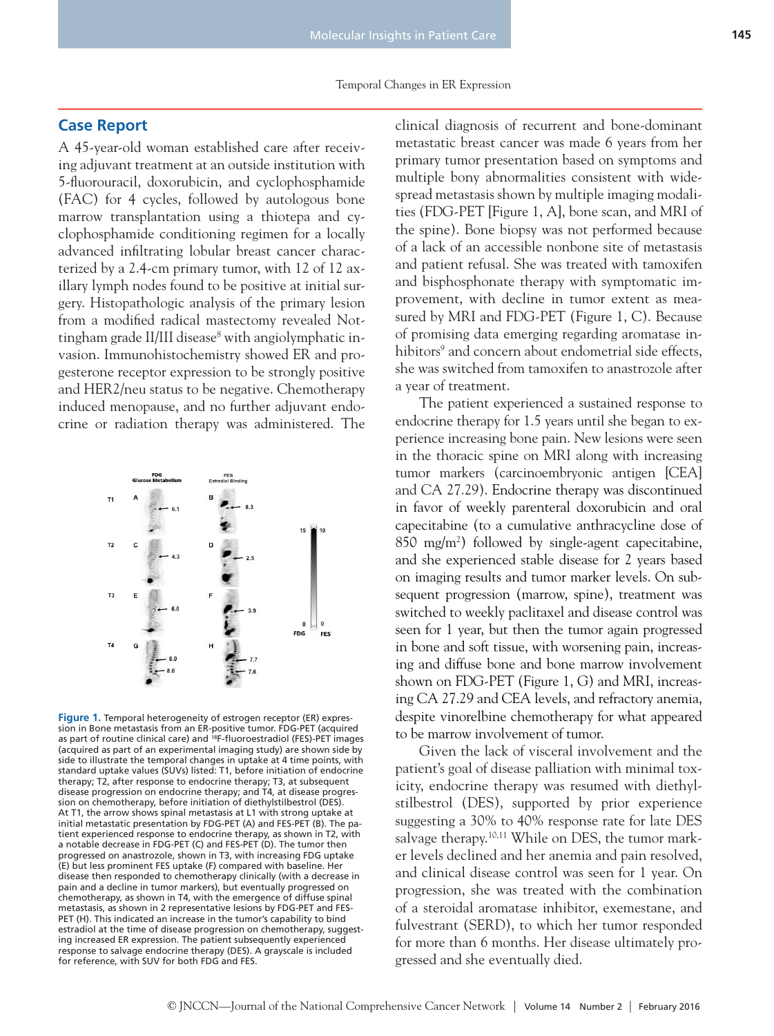## Case Report

A 45-year-old woman established care after receiving adjuvant treatment at an outside institution with 5-fluorouracil, doxorubicin, and cyclophosphamide (FAC) for 4 cycles, followed by autologous bone marrow transplantation using a thiotepa and cyclophosphamide conditioning regimen for a locally advanced infiltrating lobular breast cancer characterized by a 2.4-cm primary tumor, with 12 of 12 axillary lymph nodes found to be positive at initial surgery. Histopathologic analysis of the primary lesion from a modified radical mastectomy revealed Nottingham grade II/III disease[8] with angiolymphatic invasion. Immunohistochemistry showed ER and progesterone receptor expression to be strongly positive and HER2/neu status to be negative. Chemotherapy induced menopause, and no further adjuvant endocrine or radiation therapy was administered. The clinical diagnosis of recurrent and bone-dominant metastatic breast cancer was made 6 years from her primary tumor presentation based on symptoms and multiple bony abnormalities consistent with widespread metastasis shown by multiple imaging modalities (FDG-PET [Figure 1, A], bone scan, and MRI of the spine). Bone biopsy was not performed because of a lack of an accessible nonbone site of metastasis and patient refusal. She was treated with tamoxifen and bisphosphonate therapy with symptomatic improvement, with decline in tumor extent as measured by MRI and FDG-PET (Figure 1, C). Because of promising data emerging regarding aromatase inhibitors[9] and concern about endometrial side effects, she was switched from tamoxifen to anastrozole after a year of treatment.

Figure 1. Temporal heterogeneity of estrogen receptor (ER) expression in Bone metastasis from an ER-positive tumor. FDG-PET (acquired as part of routine clinical care) and $^{18}$F-fluoroestradiol (FES)-PET images (acquired as part of an experimental imaging study) are shown side by side to illustrate the temporal changes in uptake at 4 time points, with standard uptake values (SUVs) listed: T1, before initiation of endocrine therapy; T2, after response to endocrine therapy; T3, at subsequent disease progression on endocrine therapy; and T4, at disease progression on chemotherapy, before initiation of diethylstilbestrol (DES). At T1, the arrow shows spinal metastasis at L1 with strong uptake at initial metastatic presentation by FDG-PET (A) and FES-PET (B). The patient experienced response to endocrine therapy, as shown in T2, with a notable decrease in FDG-PET (C) and FES-PET (D). The tumor then progressed on anastrozole, shown in T3, with increasing FDG uptake (E) but less prominent FES uptake (F) compared with baseline. Her disease then responded to chemotherapy clinically (with a decrease in pain and a decline in tumor markers), but eventually progressed on chemotherapy, as shown in T4, with the emergence of diffuse spinal metastasis, as shown in 2 representative lesions by FDG-PET and FES-PET (H). This indicated an increase in the tumor's capability to bind estradiol at the time of disease progression on chemotherapy, suggesting increased ER expression. The patient subsequently experienced response to salvage endocrine therapy (DES). A grayscale is included for reference, with SUV for both FDG and FES.

The patient experienced a sustained response to endocrine therapy for 1.5 years until she began to experience increasing bone pain. New lesions were seen in the thoracic spine on MRI along with increasing tumor markers (carcinoembryonic antigen [CEA] and CA 27.29). Endocrine therapy was discontinued in favor of weekly parenteral doxorubicin and oral capecitabine (to a cumulative anthracycline dose of 850 mg/m$^2$) followed by single-agent capecitabine, and she experienced stable disease for 2 years based on imaging results and tumor marker levels. On subsequent progression (marrow, spine), treatment was switched to weekly paclitaxel and disease control was seen for 1 year, but then the tumor again progressed in bone and soft tissue, with worsening pain, increasing and diffuse bone and bone marrow involvement shown on FDG-PET (Figure 1, G) and MRI, increasing CA 27.29 and CEA levels, and refractory anemia, despite vinorelbine chemotherapy for what appeared to be marrow involvement of tumor.

Given the lack of visceral involvement and the patient's goal of disease palliation with minimal toxicity, endocrine therapy was resumed with diethylstilbestrol (DES), supported by prior experience suggesting a 30% to 40% response rate for late DES salvage therapy.[10,11] While on DES, the tumor marker levels declined and her anemia and pain resolved, and clinical disease control was seen for 1 year. On progression, she was treated with the combination of a steroidal aromatase inhibitor, exemestane, and fulvestrant (SERD), to which her tumor responded for more than 6 months. Her disease ultimately progressed and she eventually died.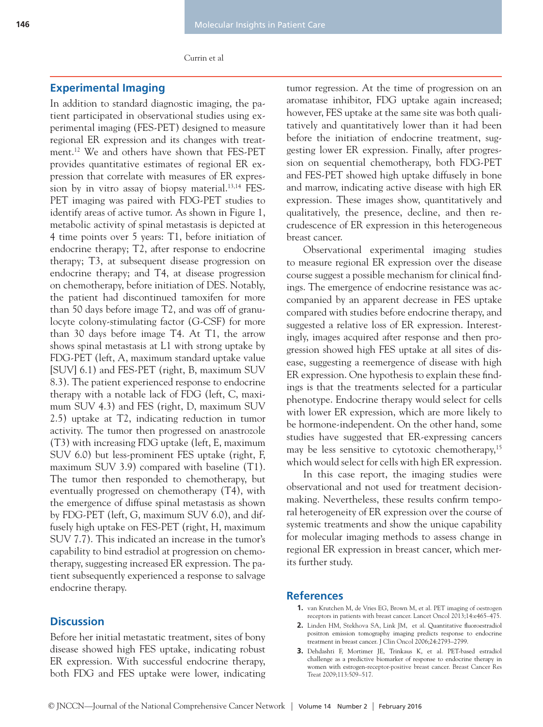## Experimental Imaging

In addition to standard diagnostic imaging, the patient participated in observational studies using experimental imaging (FES-PET) designed to measure regional ER expression and its changes with treatment.[12] We and others have shown that FES-PET provides quantitative estimates of regional ER expression that correlate with measures of ER expression by in vitro assay of biopsy material.[13,14] FES-PET imaging was paired with FDG-PET studies to identify areas of active tumor. As shown in Figure 1, metabolic activity of spinal metastasis is depicted at 4 time points over 5 years: T1, before initiation of endocrine therapy; T2, after response to endocrine therapy; T3, at subsequent disease progression on endocrine therapy; and T4, at disease progression on chemotherapy, before initiation of DES. Notably, the patient had discontinued tamoxifen for more than 50 days before image T2, and was off of granulocyte colony-stimulating factor (G-CSF) for more than 30 days before image T4. At T1, the arrow shows spinal metastasis at L1 with strong uptake by FDG-PET (left, A, maximum standard uptake value [SUV] 6.1) and FES-PET (right, B, maximum SUV 8.3). The patient experienced response to endocrine therapy with a notable lack of FDG (left, C, maximum SUV 4.3) and FES (right, D, maximum SUV 2.5) uptake at T2, indicating reduction in tumor activity. The tumor then progressed on anastrozole (T3) with increasing FDG uptake (left, E, maximum SUV 6.0) but less-prominent FES uptake (right, F, maximum SUV 3.9) compared with baseline (T1). The tumor then responded to chemotherapy, but eventually progressed on chemotherapy (T4), with the emergence of diffuse spinal metastasis as shown by FDG-PET (left, G, maximum SUV 6.0), and diffusely high uptake on FES-PET (right, H, maximum SUV 7.7). This indicated an increase in the tumor's capability to bind estradiol at progression on chemotherapy, suggesting increased ER expression. The patient subsequently experienced a response to salvage endocrine therapy.

## Discussion

Before her initial metastatic treatment, sites of bony disease showed high FES uptake, indicating robust ER expression. With successful endocrine therapy, both FDG and FES uptake were lower, indicating tumor regression. At the time of progression on an aromatase inhibitor, FDG uptake again increased; however, FES uptake at the same site was both qualitatively and quantitatively lower than it had been before the initiation of endocrine treatment, suggesting lower ER expression. Finally, after progression on sequential chemotherapy, both FDG-PET and FES-PET showed high uptake diffusely in bone and marrow, indicating active disease with high ER expression. These images show, quantitatively and qualitatively, the presence, decline, and then recrudescence of ER expression in this heterogeneous breast cancer.

Observational experimental imaging studies to measure regional ER expression over the disease course suggest a possible mechanism for clinical findings. The emergence of endocrine resistance was accompanied by an apparent decrease in FES uptake compared with studies before endocrine therapy, and suggested a relative loss of ER expression. Interestingly, images acquired after response and then progression showed high FES uptake at all sites of disease, suggesting a reemergence of disease with high ER expression. One hypothesis to explain these findings is that the treatments selected for a particular phenotype. Endocrine therapy would select for cells with lower ER expression, which are more likely to be hormone-independent. On the other hand, some studies have suggested that ER-expressing cancers may be less sensitive to cytotoxic chemotherapy,[15] which would select for cells with high ER expression.

In this case report, the imaging studies were observational and not used for treatment decision-making. Nevertheless, these results confirm temporal heterogeneity of ER expression over the course of systemic treatments and show the unique capability for molecular imaging methods to assess change in regional ER expression in breast cancer, which merits further study.

## References

1. van Krutchen M, de Vries EG, Brown M, et al. PET imaging of oestrogen receptors in patients with breast cancer. Lancet Oncol 2013;14:e465–475.
2. Linden HM, Stekhova SA, Link JM, et al. Quantitative fluoroestradiol positron emission tomography imaging predicts response to endocrine treatment in breast cancer. J Clin Oncol 2006;24:2793–2799.
3. Dehdashti F, Mortimer JE, Trinkaus K, et al. PET-based estradiol challenge as a predictive biomarker of response to endocrine therapy in women with estrogen-receptor-positive breast cancer. Breast Cancer Res Treat 2009;113:509–517.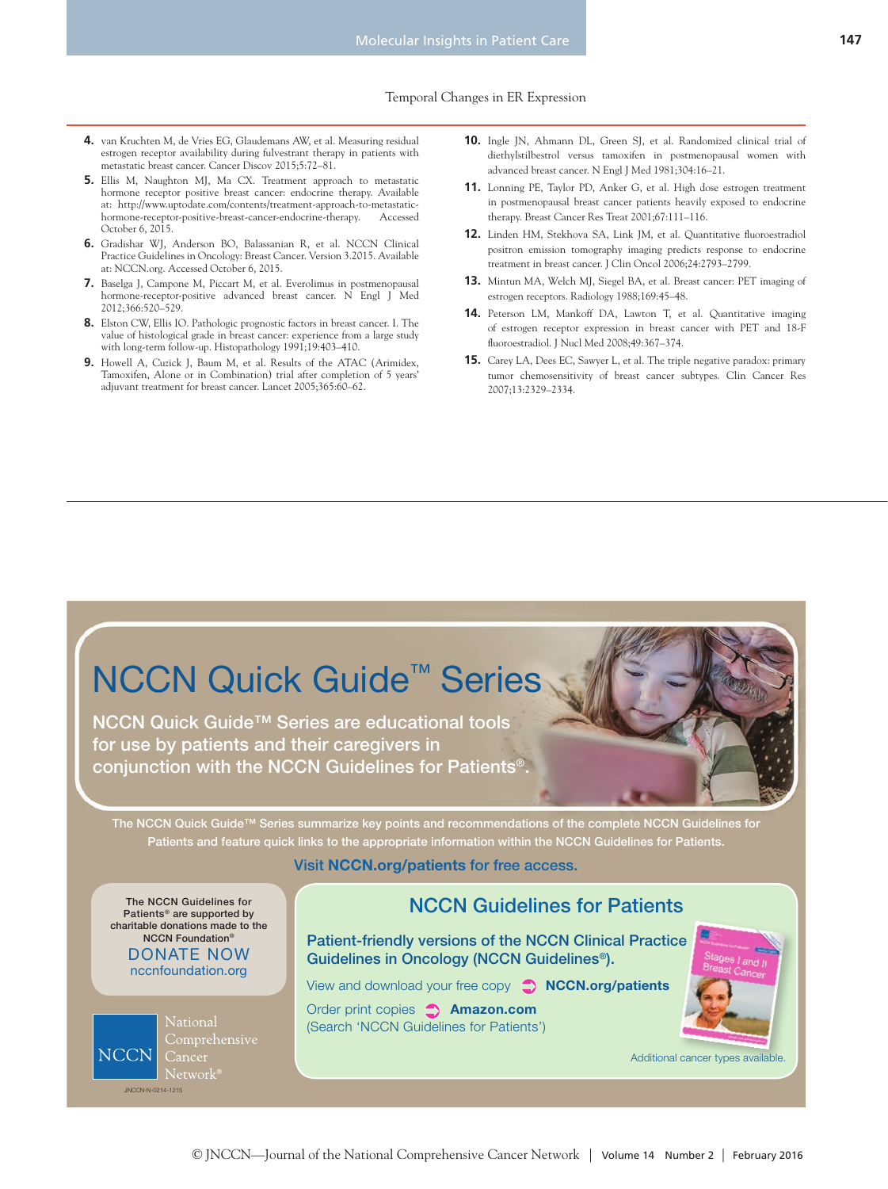4. van Kruchten M, de Vries EG, Glaudemans AW, et al. Measuring residual estrogen receptor availability during fulvestrant therapy in patients with metastatic breast cancer. Cancer Discov 2015;5:72–81.
5. Ellis M, Naughton MJ, Ma CX. Treatment approach to metastatic hormone receptor positive breast cancer: endocrine therapy. Available at: http://www.uptodate.com/contents/treatment-approach-to-metastatic-hormone-receptor-positive-breast-cancer-endocrine-therapy. Accessed October 6, 2015.
6. Gradishar WJ, Anderson BO, Balassanian R, et al. NCCN Clinical Practice Guidelines in Oncology: Breast Cancer. Version 3.2015. Available at: NCCN.org. Accessed October 6, 2015.
7. Baselga J, Campone M, Piccart M, et al. Everolimus in postmenopausal hormone-receptor-positive advanced breast cancer. N Engl J Med 2012;366:520–529.
8. Elston CW, Ellis IO. Pathologic prognostic factors in breast cancer. I. The value of histological grade in breast cancer: experience from a large study with long-term follow-up. Histopathology 1991;19:403–410.
9. Howell A, Cuzick J, Baum M, et al. Results of the ATAC (Arimidex, Tamoxifen, Alone or in Combination) trial after completion of 5 years' adjuvant treatment for breast cancer. Lancet 2005;365:60–62.
10. Ingle JN, Ahmann DL, Green SJ, et al. Randomized clinical trial of diethylstilbestrol versus tamoxifen in postmenopausal women with advanced breast cancer. N Engl J Med 1981;304:16–21.
11. Lonning PE, Taylor PD, Anker G, et al. High dose estrogen treatment in postmenopausal breast cancer patients heavily exposed to endocrine therapy. Breast Cancer Res Treat 2001;67:111–116.
12. Linden HM, Stekhova SA, Link JM, et al. Quantitative fluoroestradiol positron emission tomography imaging predicts response to endocrine treatment in breast cancer. J Clin Oncol 2006;24:2793–2799.
13. Mintun MA, Welch MJ, Siegel BA, et al. Breast cancer: PET imaging of estrogen receptors. Radiology 1988;169:45–48.
14. Peterson LM, Mankoff DA, Lawton T, et al. Quantitative imaging of estrogen receptor expression in breast cancer with PET and 18-F fluoroestradiol. J Nucl Med 2008;49:367–374.
15. Carey LA, Dees EC, Sawyer L, et al. The triple negative paradox: primary tumor chemosensitivity of breast cancer subtypes. Clin Cancer Res 2007;13:2329–2334.

# NCCN Quick Guide™ Series

NCCN Quick Guide™ Series are educational tools for use by patients and their caregivers in conjunction with the NCCN Guidelines for Patients®.

The NCCN Quick Guide™ Series summarize key points and recommendations of the complete NCCN Guidelines for Patients and feature quick links to the appropriate information within the NCCN Guidelines for Patients.

Visit **NCCN.org/patients** for free access.

The NCCN Guidelines for Patients® are supported by charitable donations made to the NCCN Foundation®

DONATE NOW
nccnfoundation.org

## NCCN Guidelines for Patients

Patient-friendly versions of the NCCN Clinical Practice Guidelines in Oncology (NCCN Guidelines®).

View and download your free copy ➔ **NCCN.org/patients**

Order print copies ➔ **Amazon.com**
(Search 'NCCN Guidelines for Patients')

Stages I and II Breast Cancer

Additional cancer types available.

NCCN National Comprehensive Cancer Network®

JNCCN-N-0214-1215